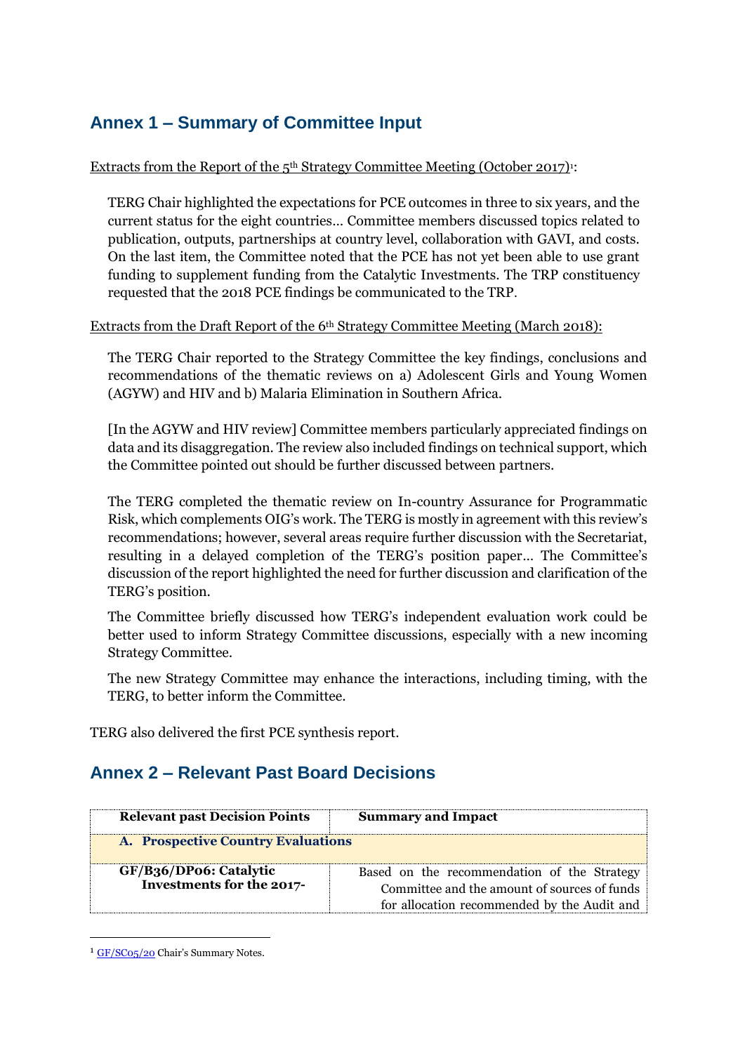## Annex 1 – Summary of Committee Input

Extracts from the Report of the 5th Strategy Committee Meeting (October 2017)[1]:

> TERG Chair highlighted the expectations for PCE outcomes in three to six years, and the current status for the eight countries… Committee members discussed topics related to publication, outputs, partnerships at country level, collaboration with GAVI, and costs. On the last item, the Committee noted that the PCE has not yet been able to use grant funding to supplement funding from the Catalytic Investments. The TRP constituency requested that the 2018 PCE findings be communicated to the TRP.

Extracts from the Draft Report of the 6th Strategy Committee Meeting (March 2018):

> The TERG Chair reported to the Strategy Committee the key findings, conclusions and recommendations of the thematic reviews on a) Adolescent Girls and Young Women (AGYW) and HIV and b) Malaria Elimination in Southern Africa.
>
> [In the AGYW and HIV review] Committee members particularly appreciated findings on data and its disaggregation. The review also included findings on technical support, which the Committee pointed out should be further discussed between partners.
>
> The TERG completed the thematic review on In-country Assurance for Programmatic Risk, which complements OIG's work. The TERG is mostly in agreement with this review's recommendations; however, several areas require further discussion with the Secretariat, resulting in a delayed completion of the TERG's position paper… The Committee's discussion of the report highlighted the need for further discussion and clarification of the TERG's position.
>
> The Committee briefly discussed how TERG's independent evaluation work could be better used to inform Strategy Committee discussions, especially with a new incoming Strategy Committee.
>
> The new Strategy Committee may enhance the interactions, including timing, with the TERG, to better inform the Committee.

TERG also delivered the first PCE synthesis report.

## Annex 2 – Relevant Past Board Decisions

| Relevant past Decision Points | Summary and Impact |
|---|---|
| **A. Prospective Country Evaluations** | |
| **GF/B36/DP06: Catalytic Investments for the 2017-** | Based on the recommendation of the Strategy Committee and the amount of sources of funds for allocation recommended by the Audit and |

[1] GF/SC05/20 Chair's Summary Notes.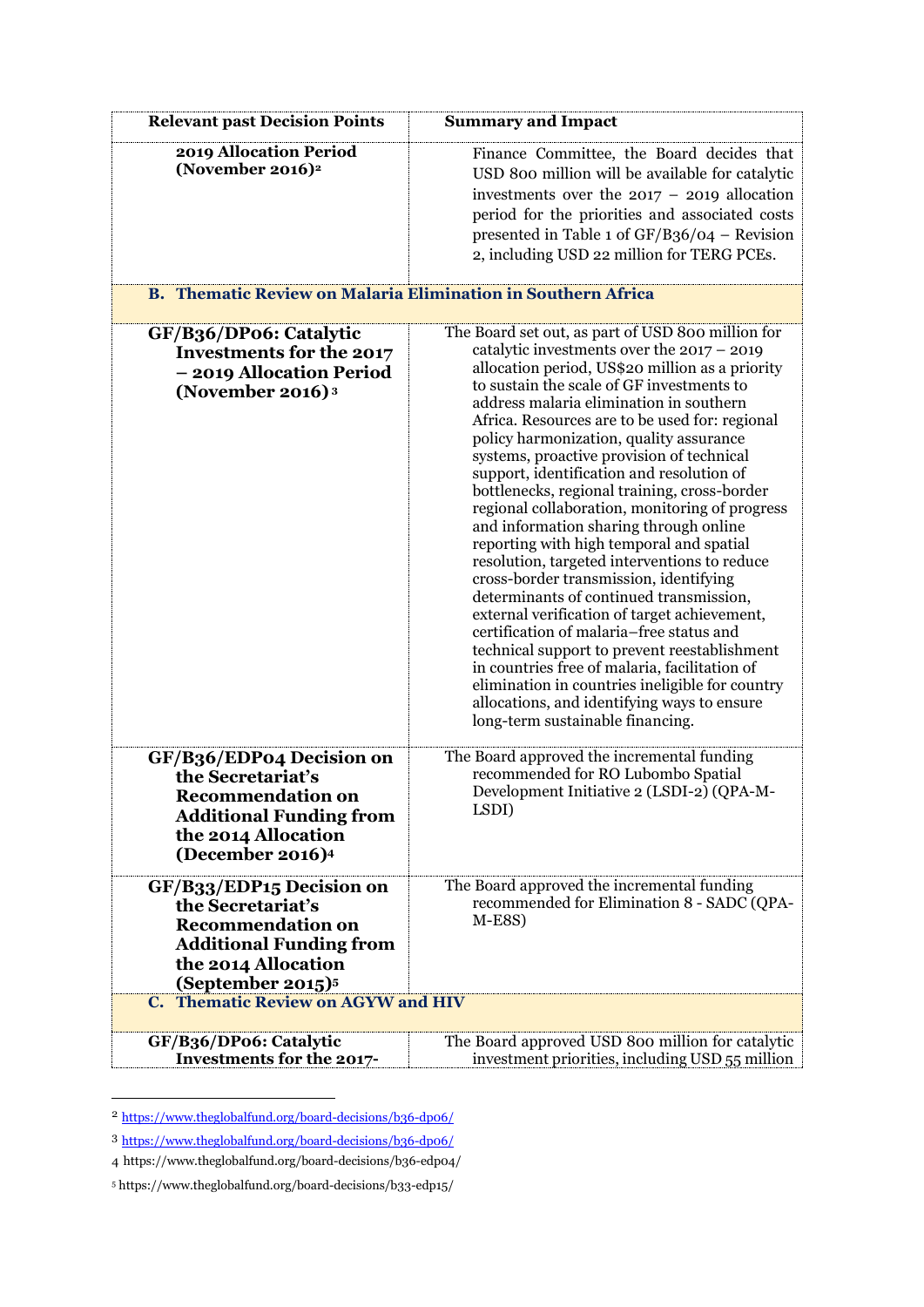| Relevant past Decision Points | Summary and Impact |
|---|---|
| **2019 Allocation Period (November 2016)**[2] | Finance Committee, the Board decides that USD 800 million will be available for catalytic investments over the 2017 – 2019 allocation period for the priorities and associated costs presented in Table 1 of GF/B36/04 – Revision 2, including USD 22 million for TERG PCEs. |
| **B. Thematic Review on Malaria Elimination in Southern Africa** | |
| **GF/B36/DP06: Catalytic Investments for the 2017 – 2019 Allocation Period (November 2016)**[3] | The Board set out, as part of USD 800 million for catalytic investments over the 2017 – 2019 allocation period, US$20 million as a priority to sustain the scale of GF investments to address malaria elimination in southern Africa. Resources are to be used for: regional policy harmonization, quality assurance systems, proactive provision of technical support, identification and resolution of bottlenecks, regional training, cross-border regional collaboration, monitoring of progress and information sharing through online reporting with high temporal and spatial resolution, targeted interventions to reduce cross-border transmission, identifying determinants of continued transmission, external verification of target achievement, certification of malaria–free status and technical support to prevent reestablishment in countries free of malaria, facilitation of elimination in countries ineligible for country allocations, and identifying ways to ensure long-term sustainable financing. |
| **GF/B36/EDP04 Decision on the Secretariat's Recommendation on Additional Funding from the 2014 Allocation (December 2016)**[4] | The Board approved the incremental funding recommended for RO Lubombo Spatial Development Initiative 2 (LSDI-2) (QPA-M-LSDI) |
| **GF/B33/EDP15 Decision on the Secretariat's Recommendation on Additional Funding from the 2014 Allocation (September 2015)**[5] | The Board approved the incremental funding recommended for Elimination 8 - SADC (QPA-M-E8S) |
| **C. Thematic Review on AGYW and HIV** | |
| **GF/B36/DP06: Catalytic Investments for the 2017-** | The Board approved USD 800 million for catalytic investment priorities, including USD 55 million |

[2] https://www.theglobalfund.org/board-decisions/b36-dp06/

[3] https://www.theglobalfund.org/board-decisions/b36-dp06/

[4] https://www.theglobalfund.org/board-decisions/b36-edp04/

[5] https://www.theglobalfund.org/board-decisions/b33-edp15/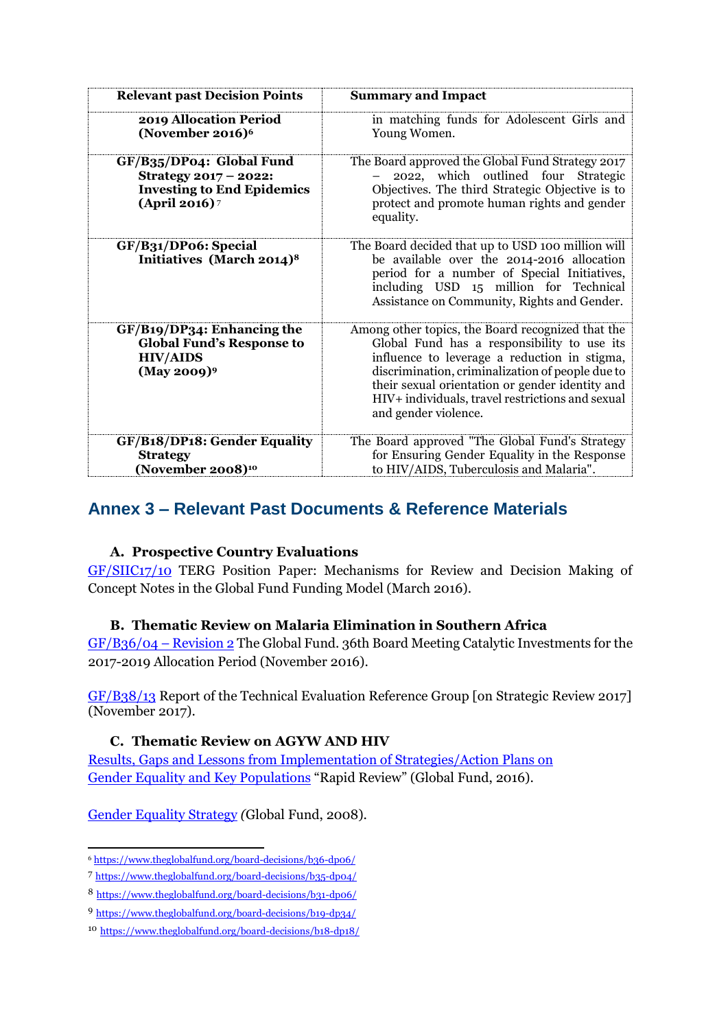| Relevant past Decision Points | Summary and Impact |
|---|---|
| **2019 Allocation Period (November 2016)**[6] | in matching funds for Adolescent Girls and Young Women. |
| **GF/B35/DP04: Global Fund Strategy 2017 – 2022: Investing to End Epidemics (April 2016)**[7] | The Board approved the Global Fund Strategy 2017 – 2022, which outlined four Strategic Objectives. The third Strategic Objective is to protect and promote human rights and gender equality. |
| **GF/B31/DP06: Special Initiatives (March 2014)**[8] | The Board decided that up to USD 100 million will be available over the 2014-2016 allocation period for a number of Special Initiatives, including USD 15 million for Technical Assistance on Community, Rights and Gender. |
| **GF/B19/DP34: Enhancing the Global Fund's Response to HIV/AIDS (May 2009)**[9] | Among other topics, the Board recognized that the Global Fund has a responsibility to use its influence to leverage a reduction in stigma, discrimination, criminalization of people due to their sexual orientation or gender identity and HIV+ individuals, travel restrictions and sexual and gender violence. |
| **GF/B18/DP18: Gender Equality Strategy (November 2008)**[10] | The Board approved "The Global Fund's Strategy for Ensuring Gender Equality in the Response to HIV/AIDS, Tuberculosis and Malaria". |

## Annex 3 – Relevant Past Documents & Reference Materials

### A. Prospective Country Evaluations

GF/SIIC17/10 TERG Position Paper: Mechanisms for Review and Decision Making of Concept Notes in the Global Fund Funding Model (March 2016).

### B. Thematic Review on Malaria Elimination in Southern Africa

GF/B36/04 – Revision 2 The Global Fund. 36th Board Meeting Catalytic Investments for the 2017-2019 Allocation Period (November 2016).

GF/B38/13 Report of the Technical Evaluation Reference Group [on Strategic Review 2017] (November 2017).

### C. Thematic Review on AGYW AND HIV

Results, Gaps and Lessons from Implementation of Strategies/Action Plans on Gender Equality and Key Populations "Rapid Review" (Global Fund, 2016).

Gender Equality Strategy *(*Global Fund, 2008).

---

[6] https://www.theglobalfund.org/board-decisions/b36-dp06/

[7] https://www.theglobalfund.org/board-decisions/b35-dp04/

[8] https://www.theglobalfund.org/board-decisions/b31-dp06/

[9] https://www.theglobalfund.org/board-decisions/b19-dp34/

[10] https://www.theglobalfund.org/board-decisions/b18-dp18/